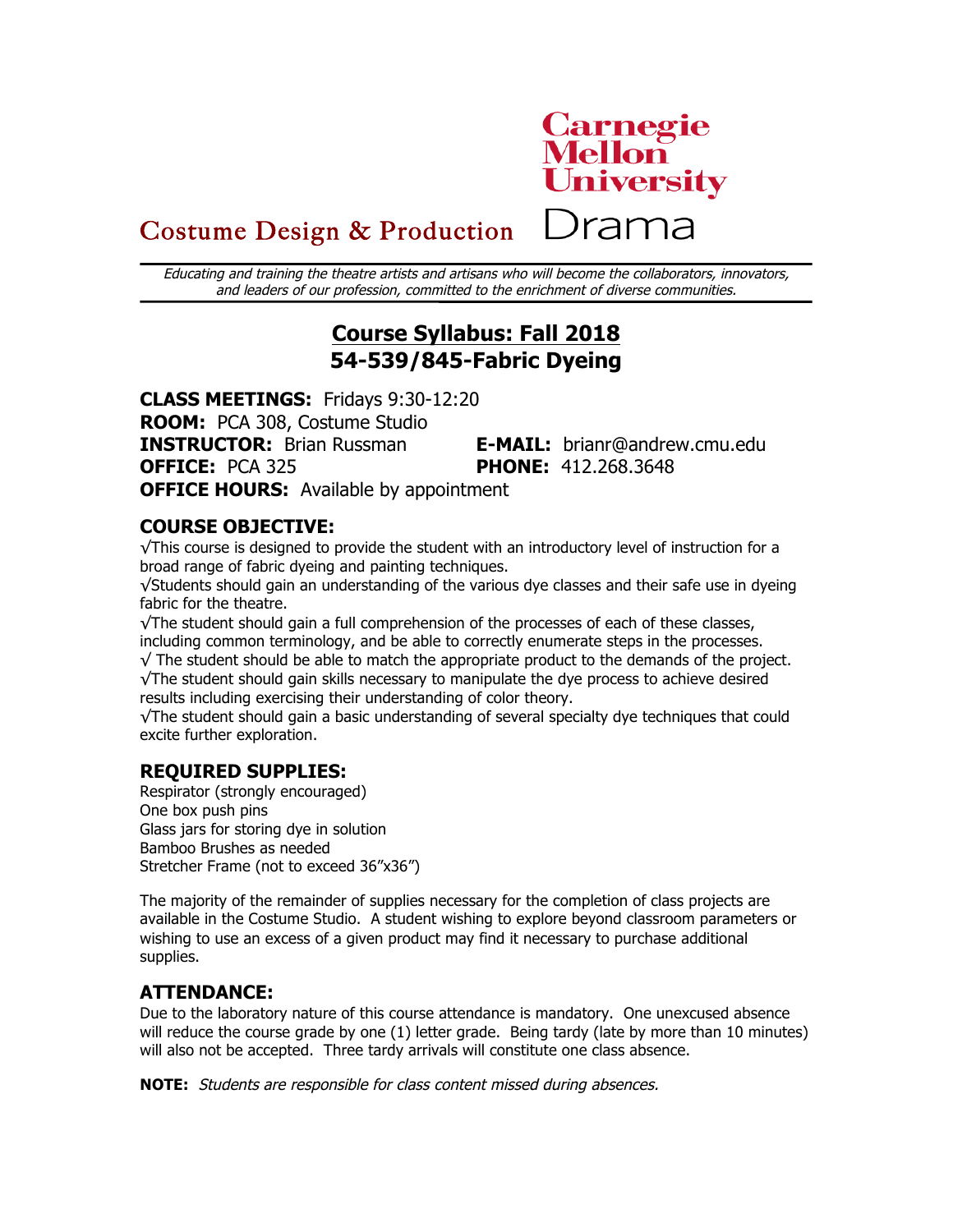Carnegie Mellon University

Costume Design & Production Drama

*Educating and training the theatre artists and artisans who will become the collaborators, innovators, and leaders of our profession, committed to the enrichment of diverse communities.*

# Course Syllabus: Fall 2018
# 54-539/845-Fabric Dyeing

**CLASS MEETINGS:** Fridays 9:30-12:20
**ROOM:** PCA 308, Costume Studio
**INSTRUCTOR:** Brian Russman **E-MAIL:** brianr@andrew.cmu.edu
**OFFICE:** PCA 325 **PHONE:** 412.268.3648
**OFFICE HOURS:** Available by appointment

## COURSE OBJECTIVE:

√This course is designed to provide the student with an introductory level of instruction for a broad range of fabric dyeing and painting techniques.
√Students should gain an understanding of the various dye classes and their safe use in dyeing fabric for the theatre.
√The student should gain a full comprehension of the processes of each of these classes, including common terminology, and be able to correctly enumerate steps in the processes.
√ The student should be able to match the appropriate product to the demands of the project.
√The student should gain skills necessary to manipulate the dye process to achieve desired results including exercising their understanding of color theory.
√The student should gain a basic understanding of several specialty dye techniques that could excite further exploration.

## REQUIRED SUPPLIES:

Respirator (strongly encouraged)
One box push pins
Glass jars for storing dye in solution
Bamboo Brushes as needed
Stretcher Frame (not to exceed 36"x36")

The majority of the remainder of supplies necessary for the completion of class projects are available in the Costume Studio. A student wishing to explore beyond classroom parameters or wishing to use an excess of a given product may find it necessary to purchase additional supplies.

## ATTENDANCE:

Due to the laboratory nature of this course attendance is mandatory. One unexcused absence will reduce the course grade by one (1) letter grade. Being tardy (late by more than 10 minutes) will also not be accepted. Three tardy arrivals will constitute one class absence.

**NOTE:** *Students are responsible for class content missed during absences.*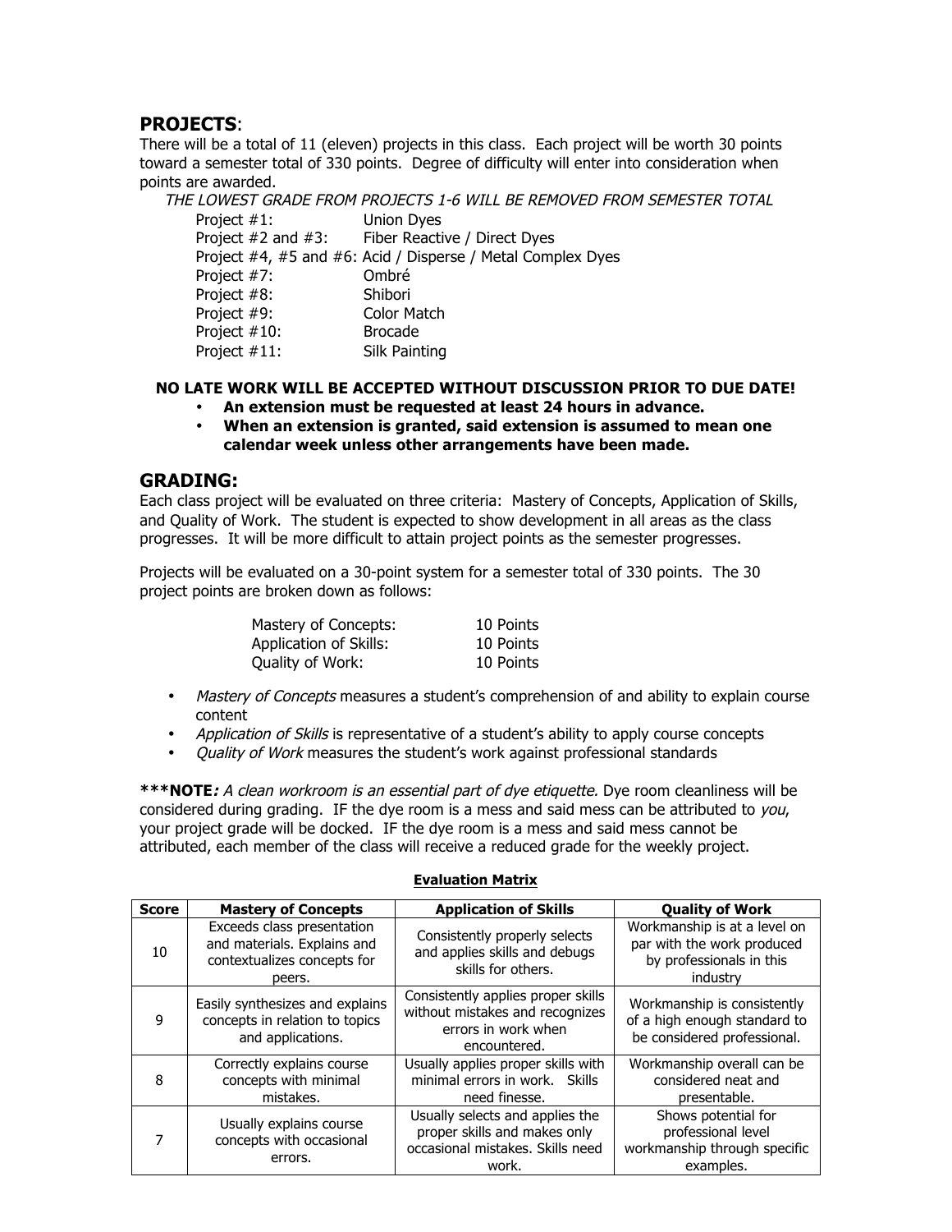## PROJECTS:

There will be a total of 11 (eleven) projects in this class. Each project will be worth 30 points toward a semester total of 330 points. Degree of difficulty will enter into consideration when points are awarded.

*THE LOWEST GRADE FROM PROJECTS 1-6 WILL BE REMOVED FROM SEMESTER TOTAL*

- Project #1: Union Dyes
- Project #2 and #3: Fiber Reactive / Direct Dyes
- Project #4, #5 and #6: Acid / Disperse / Metal Complex Dyes
- Project #7: Ombré
- Project #8: Shibori
- Project #9: Color Match
- Project #10: Brocade
- Project #11: Silk Painting

**NO LATE WORK WILL BE ACCEPTED WITHOUT DISCUSSION PRIOR TO DUE DATE!**

- **An extension must be requested at least 24 hours in advance.**
- **When an extension is granted, said extension is assumed to mean one calendar week unless other arrangements have been made.**

## GRADING:

Each class project will be evaluated on three criteria: Mastery of Concepts, Application of Skills, and Quality of Work. The student is expected to show development in all areas as the class progresses. It will be more difficult to attain project points as the semester progresses.

Projects will be evaluated on a 30-point system for a semester total of 330 points. The 30 project points are broken down as follows:

| | |
|---|---|
| Mastery of Concepts: | 10 Points |
| Application of Skills: | 10 Points |
| Quality of Work: | 10 Points |

- *Mastery of Concepts* measures a student's comprehension of and ability to explain course content
- *Application of Skills* is representative of a student's ability to apply course concepts
- *Quality of Work* measures the student's work against professional standards

**\*\*\*NOTE*:** *A clean workroom is an essential part of dye etiquette.* Dye room cleanliness will be considered during grading. IF the dye room is a mess and said mess can be attributed to *you*, your project grade will be docked. IF the dye room is a mess and said mess cannot be attributed, each member of the class will receive a reduced grade for the weekly project.

**Evaluation Matrix**

| Score | Mastery of Concepts | Application of Skills | Quality of Work |
|---|---|---|---|
| 10 | Exceeds class presentation and materials. Explains and contextualizes concepts for peers. | Consistently properly selects and applies skills and debugs skills for others. | Workmanship is at a level on par with the work produced by professionals in this industry |
| 9 | Easily synthesizes and explains concepts in relation to topics and applications. | Consistently applies proper skills without mistakes and recognizes errors in work when encountered. | Workmanship is consistently of a high enough standard to be considered professional. |
| 8 | Correctly explains course concepts with minimal mistakes. | Usually applies proper skills with minimal errors in work. Skills need finesse. | Workmanship overall can be considered neat and presentable. |
| 7 | Usually explains course concepts with occasional errors. | Usually selects and applies the proper skills and makes only occasional mistakes. Skills need work. | Shows potential for professional level workmanship through specific examples. |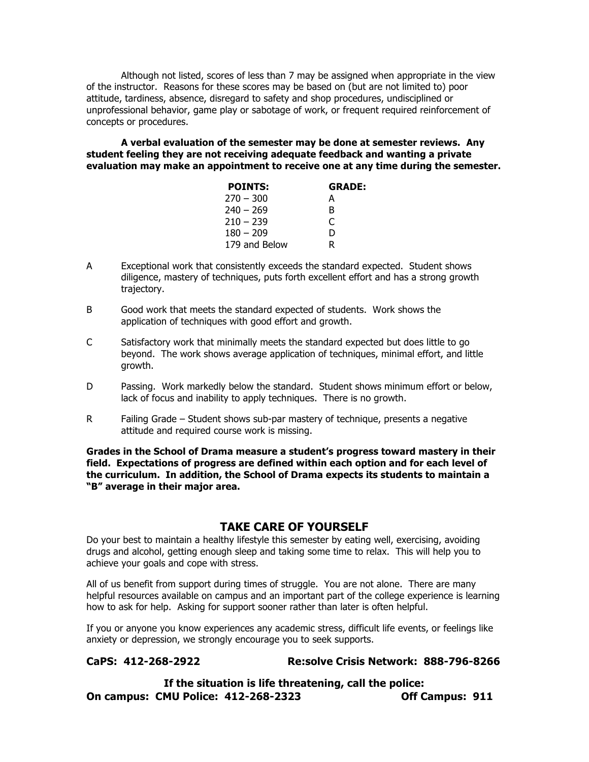Although not listed, scores of less than 7 may be assigned when appropriate in the view of the instructor. Reasons for these scores may be based on (but are not limited to) poor attitude, tardiness, absence, disregard to safety and shop procedures, undisciplined or unprofessional behavior, game play or sabotage of work, or frequent required reinforcement of concepts or procedures.

**A verbal evaluation of the semester may be done at semester reviews. Any student feeling they are not receiving adequate feedback and wanting a private evaluation may make an appointment to receive one at any time during the semester.**

| POINTS: | GRADE: |
|---|---|
| 270 – 300 | A |
| 240 – 269 | B |
| 210 – 239 | C |
| 180 – 209 | D |
| 179 and Below | R |

A — Exceptional work that consistently exceeds the standard expected. Student shows diligence, mastery of techniques, puts forth excellent effort and has a strong growth trajectory.

B — Good work that meets the standard expected of students. Work shows the application of techniques with good effort and growth.

C — Satisfactory work that minimally meets the standard expected but does little to go beyond. The work shows average application of techniques, minimal effort, and little growth.

D — Passing. Work markedly below the standard. Student shows minimum effort or below, lack of focus and inability to apply techniques. There is no growth.

R — Failing Grade – Student shows sub-par mastery of technique, presents a negative attitude and required course work is missing.

**Grades in the School of Drama measure a student's progress toward mastery in their field. Expectations of progress are defined within each option and for each level of the curriculum. In addition, the School of Drama expects its students to maintain a "B" average in their major area.**

## TAKE CARE OF YOURSELF

Do your best to maintain a healthy lifestyle this semester by eating well, exercising, avoiding drugs and alcohol, getting enough sleep and taking some time to relax. This will help you to achieve your goals and cope with stress.

All of us benefit from support during times of struggle. You are not alone. There are many helpful resources available on campus and an important part of the college experience is learning how to ask for help. Asking for support sooner rather than later is often helpful.

If you or anyone you know experiences any academic stress, difficult life events, or feelings like anxiety or depression, we strongly encourage you to seek supports.

**CaPS: 412-268-2922** **Re:solve Crisis Network: 888-796-8266**

**If the situation is life threatening, call the police:**

**On campus: CMU Police: 412-268-2323** **Off Campus: 911**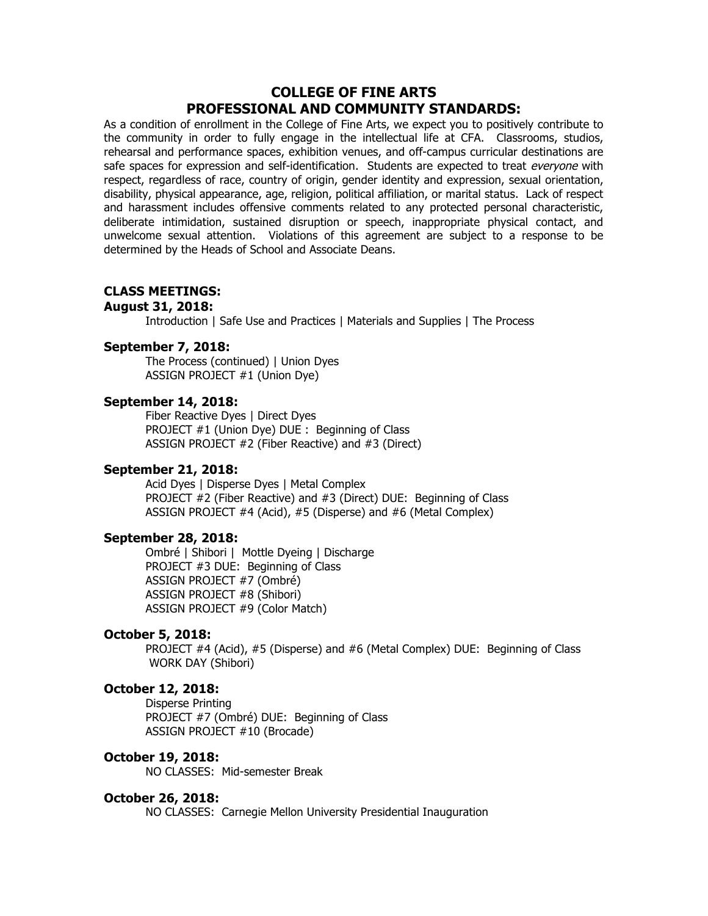## COLLEGE OF FINE ARTS
## PROFESSIONAL AND COMMUNITY STANDARDS:

As a condition of enrollment in the College of Fine Arts, we expect you to positively contribute to the community in order to fully engage in the intellectual life at CFA. Classrooms, studios, rehearsal and performance spaces, exhibition venues, and off-campus curricular destinations are safe spaces for expression and self-identification. Students are expected to treat *everyone* with respect, regardless of race, country of origin, gender identity and expression, sexual orientation, disability, physical appearance, age, religion, political affiliation, or marital status. Lack of respect and harassment includes offensive comments related to any protected personal characteristic, deliberate intimidation, sustained disruption or speech, inappropriate physical contact, and unwelcome sexual attention. Violations of this agreement are subject to a response to be determined by the Heads of School and Associate Deans.

**CLASS MEETINGS:**

**August 31, 2018:**
Introduction | Safe Use and Practices | Materials and Supplies | The Process

**September 7, 2018:**
The Process (continued) | Union Dyes
ASSIGN PROJECT #1 (Union Dye)

**September 14, 2018:**
Fiber Reactive Dyes | Direct Dyes
PROJECT #1 (Union Dye) DUE : Beginning of Class
ASSIGN PROJECT #2 (Fiber Reactive) and #3 (Direct)

**September 21, 2018:**
Acid Dyes | Disperse Dyes | Metal Complex
PROJECT #2 (Fiber Reactive) and #3 (Direct) DUE: Beginning of Class
ASSIGN PROJECT #4 (Acid), #5 (Disperse) and #6 (Metal Complex)

**September 28, 2018:**
Ombré | Shibori | Mottle Dyeing | Discharge
PROJECT #3 DUE: Beginning of Class
ASSIGN PROJECT #7 (Ombré)
ASSIGN PROJECT #8 (Shibori)
ASSIGN PROJECT #9 (Color Match)

**October 5, 2018:**
PROJECT #4 (Acid), #5 (Disperse) and #6 (Metal Complex) DUE: Beginning of Class
WORK DAY (Shibori)

**October 12, 2018:**
Disperse Printing
PROJECT #7 (Ombré) DUE: Beginning of Class
ASSIGN PROJECT #10 (Brocade)

**October 19, 2018:**
NO CLASSES: Mid-semester Break

**October 26, 2018:**
NO CLASSES: Carnegie Mellon University Presidential Inauguration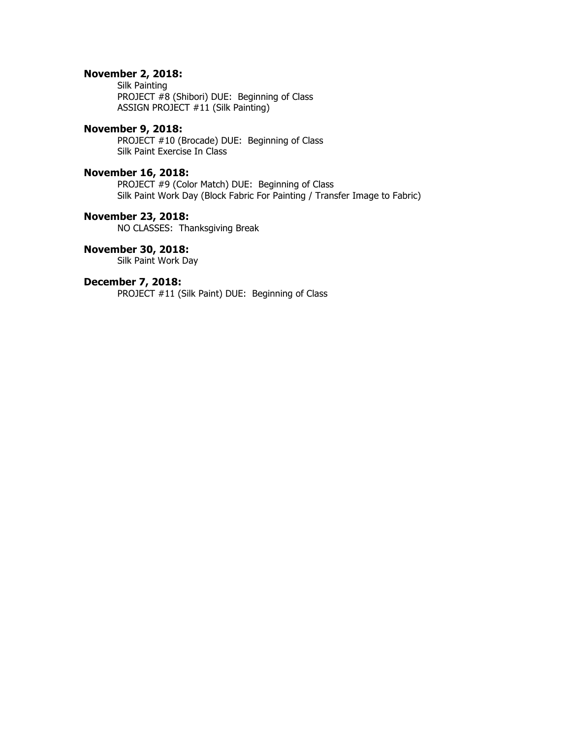**November 2, 2018:**

Silk Painting
PROJECT #8 (Shibori) DUE:  Beginning of Class
ASSIGN PROJECT #11 (Silk Painting)

**November 9, 2018:**

PROJECT #10 (Brocade) DUE:  Beginning of Class
Silk Paint Exercise In Class

**November 16, 2018:**

PROJECT #9 (Color Match) DUE:  Beginning of Class
Silk Paint Work Day (Block Fabric For Painting / Transfer Image to Fabric)

**November 23, 2018:**

NO CLASSES:  Thanksgiving Break

**November 30, 2018:**

Silk Paint Work Day

**December 7, 2018:**

PROJECT #11 (Silk Paint) DUE:  Beginning of Class